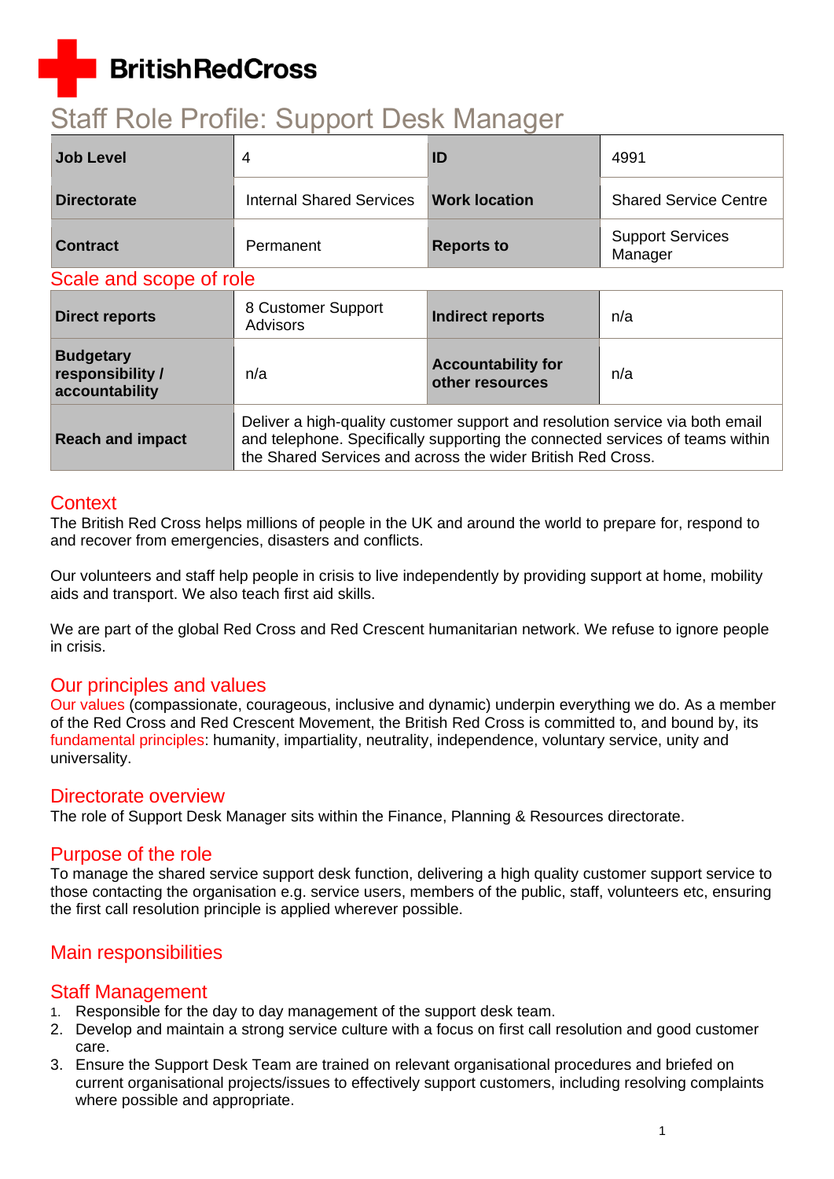British Red Cross

# Staff Role Profile: Support Desk Manager

| Job Level | 4 | ID | 4991 |
|---|---|---|---|
| Directorate | Internal Shared Services | Work location | Shared Service Centre |
| Contract | Permanent | Reports to | Support Services Manager |

## Scale and scope of role

| Direct reports | 8 Customer Support Advisors | Indirect reports | n/a |
|---|---|---|---|
| Budgetary responsibility / accountability | n/a | Accountability for other resources | n/a |
| Reach and impact | Deliver a high-quality customer support and resolution service via both email and telephone. Specifically supporting the connected services of teams within the Shared Services and across the wider British Red Cross. | | |

## Context

The British Red Cross helps millions of people in the UK and around the world to prepare for, respond to and recover from emergencies, disasters and conflicts.

Our volunteers and staff help people in crisis to live independently by providing support at home, mobility aids and transport. We also teach first aid skills.

We are part of the global Red Cross and Red Crescent humanitarian network. We refuse to ignore people in crisis.

## Our principles and values

Our values (compassionate, courageous, inclusive and dynamic) underpin everything we do. As a member of the Red Cross and Red Crescent Movement, the British Red Cross is committed to, and bound by, its fundamental principles: humanity, impartiality, neutrality, independence, voluntary service, unity and universality.

## Directorate overview

The role of Support Desk Manager sits within the Finance, Planning & Resources directorate.

## Purpose of the role

To manage the shared service support desk function, delivering a high quality customer support service to those contacting the organisation e.g. service users, members of the public, staff, volunteers etc, ensuring the first call resolution principle is applied wherever possible.

## Main responsibilities

### Staff Management

1. Responsible for the day to day management of the support desk team.
2. Develop and maintain a strong service culture with a focus on first call resolution and good customer care.
3. Ensure the Support Desk Team are trained on relevant organisational procedures and briefed on current organisational projects/issues to effectively support customers, including resolving complaints where possible and appropriate.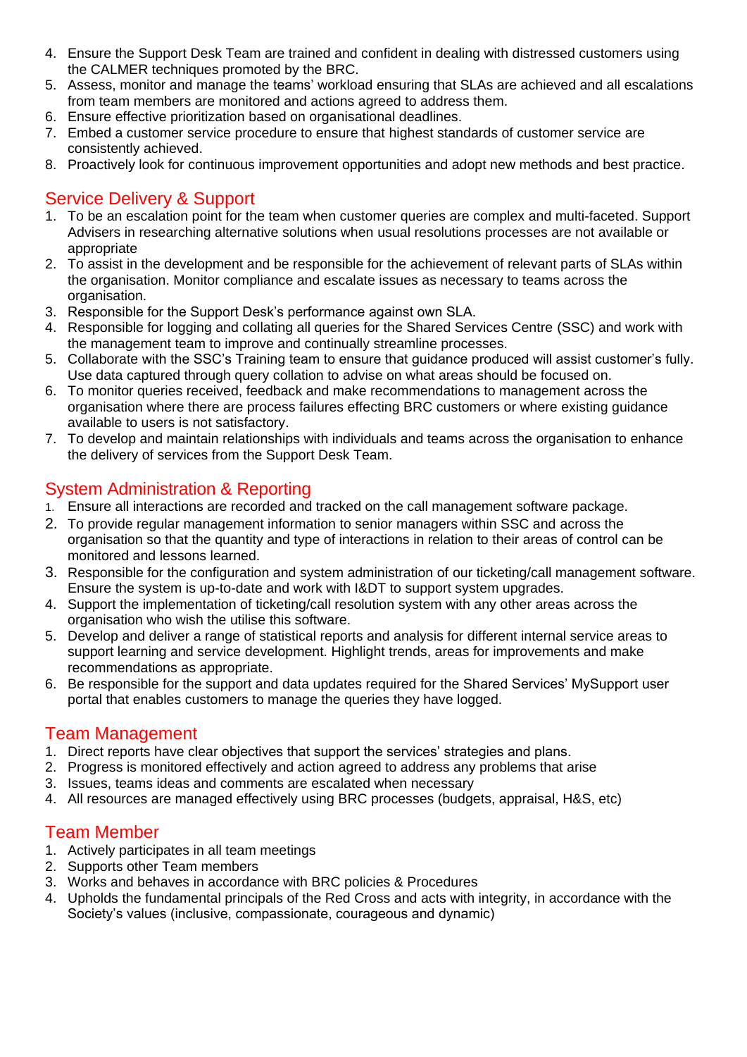4. Ensure the Support Desk Team are trained and confident in dealing with distressed customers using the CALMER techniques promoted by the BRC.
5. Assess, monitor and manage the teams' workload ensuring that SLAs are achieved and all escalations from team members are monitored and actions agreed to address them.
6. Ensure effective prioritization based on organisational deadlines.
7. Embed a customer service procedure to ensure that highest standards of customer service are consistently achieved.
8. Proactively look for continuous improvement opportunities and adopt new methods and best practice.

## Service Delivery & Support

1. To be an escalation point for the team when customer queries are complex and multi-faceted. Support Advisers in researching alternative solutions when usual resolutions processes are not available or appropriate
2. To assist in the development and be responsible for the achievement of relevant parts of SLAs within the organisation. Monitor compliance and escalate issues as necessary to teams across the organisation.
3. Responsible for the Support Desk's performance against own SLA.
4. Responsible for logging and collating all queries for the Shared Services Centre (SSC) and work with the management team to improve and continually streamline processes.
5. Collaborate with the SSC's Training team to ensure that guidance produced will assist customer's fully. Use data captured through query collation to advise on what areas should be focused on.
6. To monitor queries received, feedback and make recommendations to management across the organisation where there are process failures effecting BRC customers or where existing guidance available to users is not satisfactory.
7. To develop and maintain relationships with individuals and teams across the organisation to enhance the delivery of services from the Support Desk Team.

## System Administration & Reporting

1. Ensure all interactions are recorded and tracked on the call management software package.
2. To provide regular management information to senior managers within SSC and across the organisation so that the quantity and type of interactions in relation to their areas of control can be monitored and lessons learned.
3. Responsible for the configuration and system administration of our ticketing/call management software. Ensure the system is up-to-date and work with I&DT to support system upgrades.
4. Support the implementation of ticketing/call resolution system with any other areas across the organisation who wish the utilise this software.
5. Develop and deliver a range of statistical reports and analysis for different internal service areas to support learning and service development. Highlight trends, areas for improvements and make recommendations as appropriate.
6. Be responsible for the support and data updates required for the Shared Services' MySupport user portal that enables customers to manage the queries they have logged.

## Team Management

1. Direct reports have clear objectives that support the services' strategies and plans.
2. Progress is monitored effectively and action agreed to address any problems that arise
3. Issues, teams ideas and comments are escalated when necessary
4. All resources are managed effectively using BRC processes (budgets, appraisal, H&S, etc)

## Team Member

1. Actively participates in all team meetings
2. Supports other Team members
3. Works and behaves in accordance with BRC policies & Procedures
4. Upholds the fundamental principals of the Red Cross and acts with integrity, in accordance with the Society's values (inclusive, compassionate, courageous and dynamic)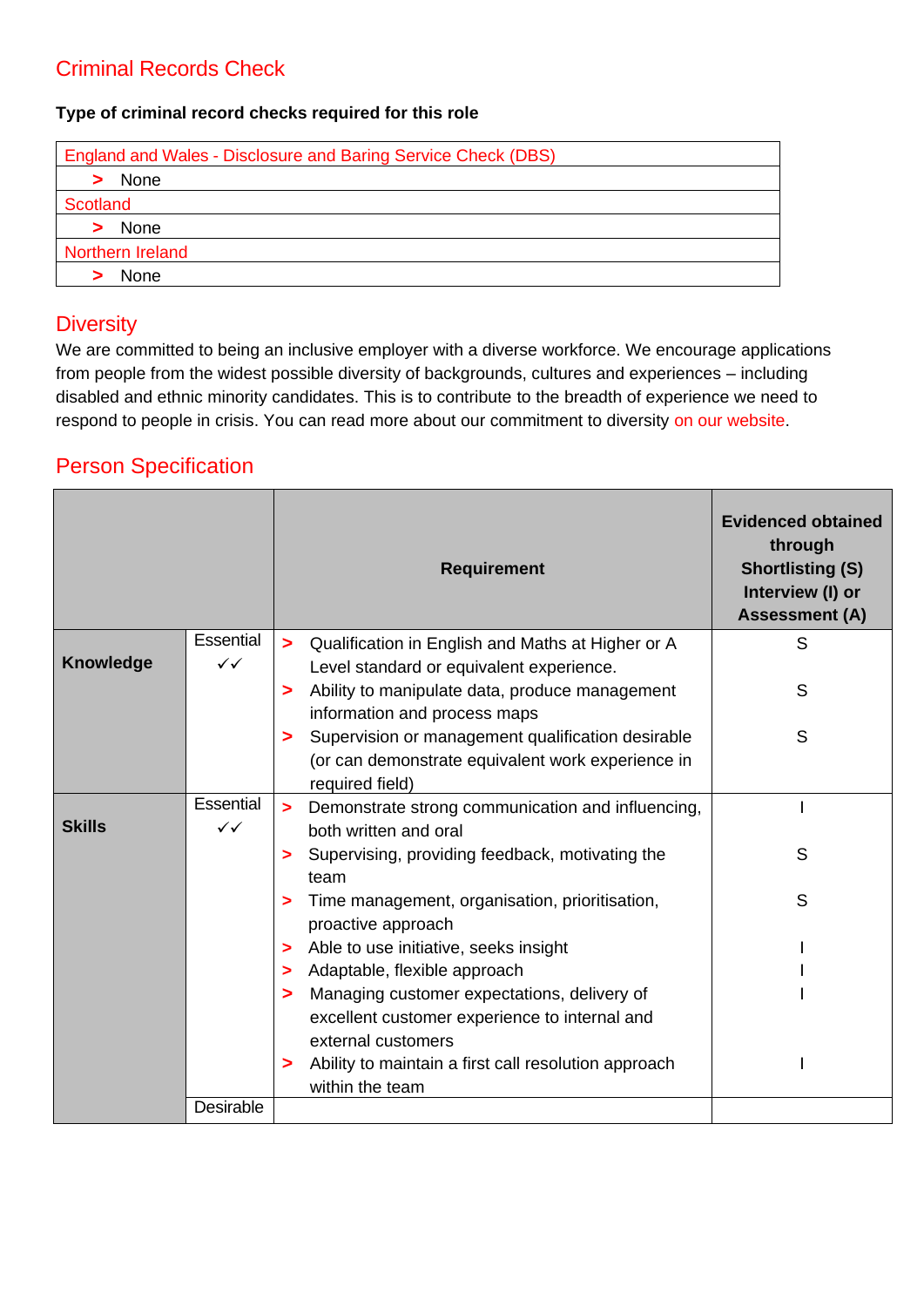## Criminal Records Check

**Type of criminal record checks required for this role**

| England and Wales - Disclosure and Baring Service Check (DBS) |
|---|
| > None |
| Scotland |
| > None |
| Northern Ireland |
| > None |

## Diversity

We are committed to being an inclusive employer with a diverse workforce. We encourage applications from people from the widest possible diversity of backgrounds, cultures and experiences – including disabled and ethnic minority candidates. This is to contribute to the breadth of experience we need to respond to people in crisis. You can read more about our commitment to diversity on our website.

## Person Specification

| | | Requirement | Evidenced obtained through Shortlisting (S) Interview (I) or Assessment (A) |
|---|---|---|---|
| **Knowledge** | Essential ✓✓ | > Qualification in English and Maths at Higher or A Level standard or equivalent experience. | S |
| | | > Ability to manipulate data, produce management information and process maps | S |
| | | > Supervision or management qualification desirable (or can demonstrate equivalent work experience in required field) | S |
| **Skills** | Essential ✓✓ | > Demonstrate strong communication and influencing, both written and oral | I |
| | | > Supervising, providing feedback, motivating the team | S |
| | | > Time management, organisation, prioritisation, proactive approach | S |
| | | > Able to use initiative, seeks insight | I |
| | | > Adaptable, flexible approach | I |
| | | > Managing customer expectations, delivery of excellent customer experience to internal and external customers | I |
| | | > Ability to maintain a first call resolution approach within the team | I |
| | Desirable | | |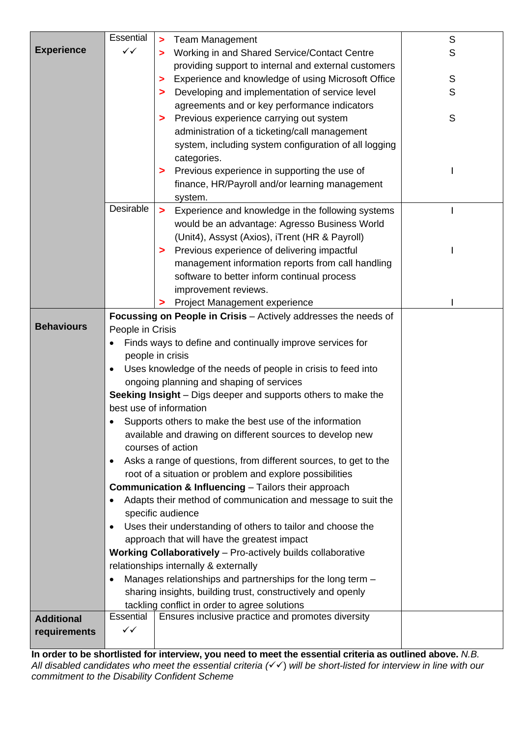| | | | |
|---|---|---|---|
| **Experience** | Essential ✓✓ | > Team Management<br>> Working in and Shared Service/Contact Centre providing support to internal and external customers<br>> Experience and knowledge of using Microsoft Office<br>> Developing and implementation of service level agreements and or key performance indicators<br>> Previous experience carrying out system administration of a ticketing/call management system, including system configuration of all logging categories.<br>> Previous experience in supporting the use of finance, HR/Payroll and/or learning management system. | S<br>S<br><br>S<br>S<br><br>S<br><br><br>I |
| | Desirable | > Experience and knowledge in the following systems would be an advantage: Agresso Business World (Unit4), Assyst (Axios), iTrent (HR & Payroll)<br>> Previous experience of delivering impactful management information reports from call handling software to better inform continual process improvement reviews.<br>> Project Management experience | I<br><br>I<br><br>I |
| **Behaviours** | **Focussing on People in Crisis** – Actively addresses the needs of People in Crisis<br>• Finds ways to define and continually improve services for people in crisis<br>• Uses knowledge of the needs of people in crisis to feed into ongoing planning and shaping of services<br>**Seeking Insight** – Digs deeper and supports others to make the best use of information<br>• Supports others to make the best use of the information available and drawing on different sources to develop new courses of action<br>• Asks a range of questions, from different sources, to get to the root of a situation or problem and explore possibilities<br>**Communication & Influencing** – Tailors their approach<br>• Adapts their method of communication and message to suit the specific audience<br>• Uses their understanding of others to tailor and choose the approach that will have the greatest impact<br>**Working Collaboratively** – Pro-actively builds collaborative relationships internally & externally<br>• Manages relationships and partnerships for the long term – sharing insights, building trust, constructively and openly tackling conflict in order to agree solutions | | |
| **Additional requirements** | Essential ✓✓ | Ensures inclusive practice and promotes diversity | |

**In order to be shortlisted for interview, you need to meet the essential criteria as outlined above.** *N.B. All disabled candidates who meet the essential criteria (✓✓) will be short-listed for interview in line with our commitment to the Disability Confident Scheme*